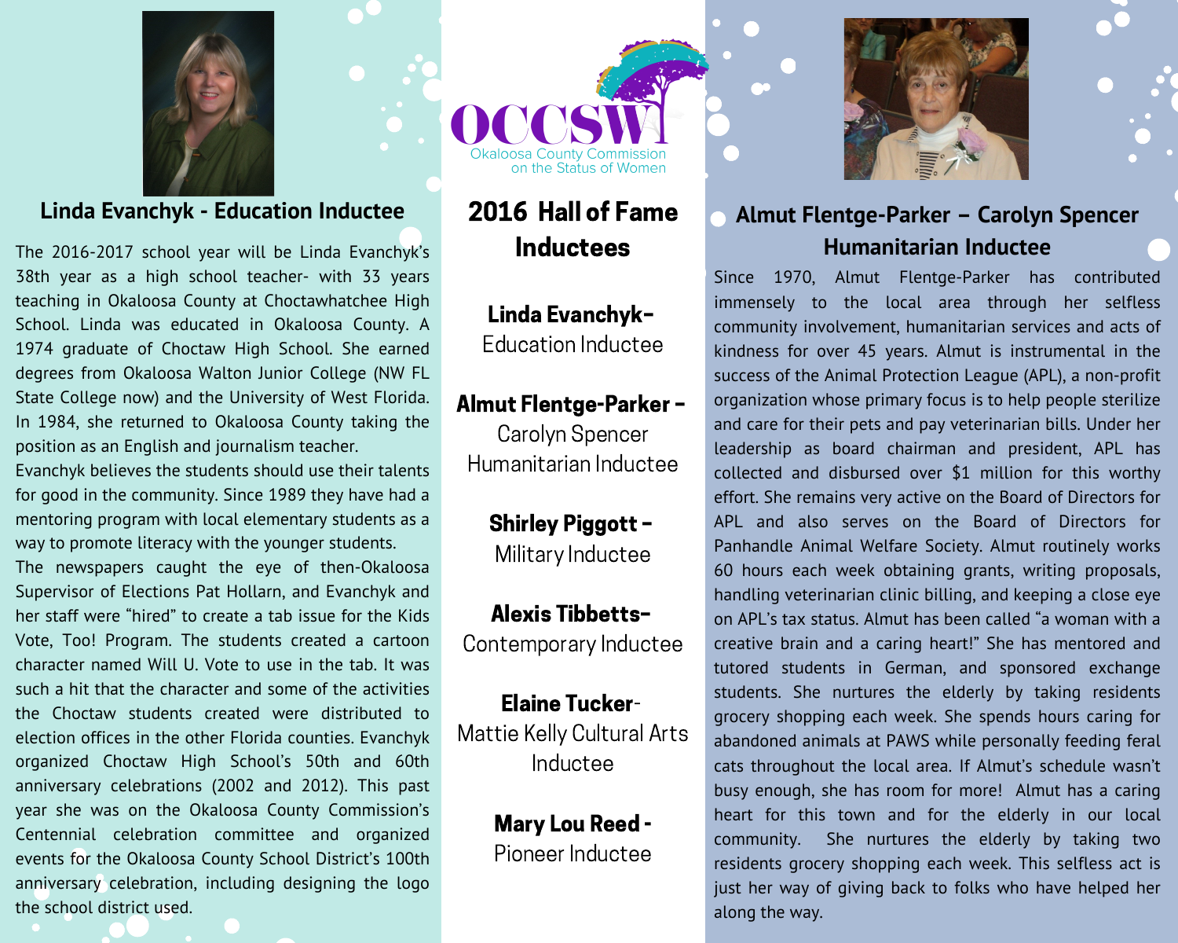OCCSW
Okaloosa County Commission on the Status of Women

# 2016 Hall of Fame Inductees

**Linda Evanchyk-** Education Inductee

**Almut Flentge-Parker -** Carolyn Spencer Humanitarian Inductee

**Shirley Piggott -** Military Inductee

**Alexis Tibbetts-** Contemporary Inductee

**Elaine Tucker**- Mattie Kelly Cultural Arts Inductee

**Mary Lou Reed -** Pioneer Inductee

## Linda Evanchyk - Education Inductee

The 2016-2017 school year will be Linda Evanchyk's 38th year as a high school teacher- with 33 years teaching in Okaloosa County at Choctawhatchee High School. Linda was educated in Okaloosa County. A 1974 graduate of Choctaw High School. She earned degrees from Okaloosa Walton Junior College (NW FL State College now) and the University of West Florida. In 1984, she returned to Okaloosa County taking the position as an English and journalism teacher.

Evanchyk believes the students should use their talents for good in the community. Since 1989 they have had a mentoring program with local elementary students as a way to promote literacy with the younger students.

The newspapers caught the eye of then-Okaloosa Supervisor of Elections Pat Hollarn, and Evanchyk and her staff were "hired" to create a tab issue for the Kids Vote, Too! Program. The students created a cartoon character named Will U. Vote to use in the tab. It was such a hit that the character and some of the activities the Choctaw students created were distributed to election offices in the other Florida counties. Evanchyk organized Choctaw High School's 50th and 60th anniversary celebrations (2002 and 2012). This past year she was on the Okaloosa County Commission's Centennial celebration committee and organized events for the Okaloosa County School District's 100th anniversary celebration, including designing the logo the school district used.

## Almut Flentge-Parker – Carolyn Spencer Humanitarian Inductee

Since 1970, Almut Flentge-Parker has contributed immensely to the local area through her selfless community involvement, humanitarian services and acts of kindness for over 45 years. Almut is instrumental in the success of the Animal Protection League (APL), a non-profit organization whose primary focus is to help people sterilize and care for their pets and pay veterinarian bills. Under her leadership as board chairman and president, APL has collected and disbursed over $1 million for this worthy effort. She remains very active on the Board of Directors for APL and also serves on the Board of Directors for Panhandle Animal Welfare Society. Almut routinely works 60 hours each week obtaining grants, writing proposals, handling veterinarian clinic billing, and keeping a close eye on APL's tax status. Almut has been called "a woman with a creative brain and a caring heart!" She has mentored and tutored students in German, and sponsored exchange students. She nurtures the elderly by taking residents grocery shopping each week. She spends hours caring for abandoned animals at PAWS while personally feeding feral cats throughout the local area. If Almut's schedule wasn't busy enough, she has room for more! Almut has a caring heart for this town and for the elderly in our local community. She nurtures the elderly by taking two residents grocery shopping each week. This selfless act is just her way of giving back to folks who have helped her along the way.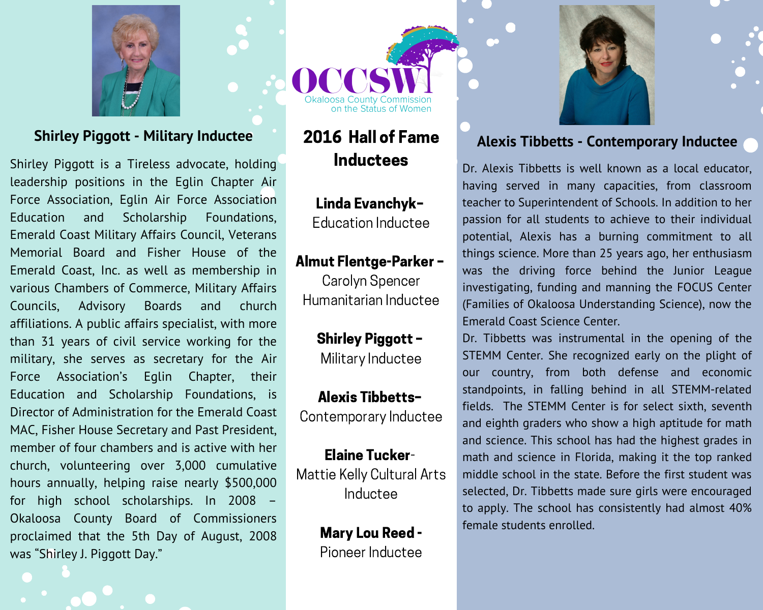## Shirley Piggott - Military Inductee

Shirley Piggott is a Tireless advocate, holding leadership positions in the Eglin Chapter Air Force Association, Eglin Air Force Association Education and Scholarship Foundations, Emerald Coast Military Affairs Council, Veterans Memorial Board and Fisher House of the Emerald Coast, Inc. as well as membership in various Chambers of Commerce, Military Affairs Councils, Advisory Boards and church affiliations. A public affairs specialist, with more than 31 years of civil service working for the military, she serves as secretary for the Air Force Association's Eglin Chapter, their Education and Scholarship Foundations, is Director of Administration for the Emerald Coast MAC, Fisher House Secretary and Past President, member of four chambers and is active with her church, volunteering over 3,000 cumulative hours annually, helping raise nearly $500,000 for high school scholarships. In 2008 – Okaloosa County Board of Commissioners proclaimed that the 5th Day of August, 2008 was "Shirley J. Piggott Day."

OCCSW
Okaloosa County Commission on the Status of Women

## 2016 Hall of Fame Inductees

**Linda Evanchyk-**
Education Inductee

**Almut Flentge-Parker -**
Carolyn Spencer Humanitarian Inductee

**Shirley Piggott -**
Military Inductee

**Alexis Tibbetts-**
Contemporary Inductee

**Elaine Tucker-**
Mattie Kelly Cultural Arts Inductee

**Mary Lou Reed -**
Pioneer Inductee

## Alexis Tibbetts - Contemporary Inductee

Dr. Alexis Tibbetts is well known as a local educator, having served in many capacities, from classroom teacher to Superintendent of Schools. In addition to her passion for all students to achieve to their individual potential, Alexis has a burning commitment to all things science. More than 25 years ago, her enthusiasm was the driving force behind the Junior League investigating, funding and manning the FOCUS Center (Families of Okaloosa Understanding Science), now the Emerald Coast Science Center.

Dr. Tibbetts was instrumental in the opening of the STEMM Center. She recognized early on the plight of our country, from both defense and economic standpoints, in falling behind in all STEMM-related fields. The STEMM Center is for select sixth, seventh and eighth graders who show a high aptitude for math and science. This school has had the highest grades in math and science in Florida, making it the top ranked middle school in the state. Before the first student was selected, Dr. Tibbetts made sure girls were encouraged to apply. The school has consistently had almost 40% female students enrolled.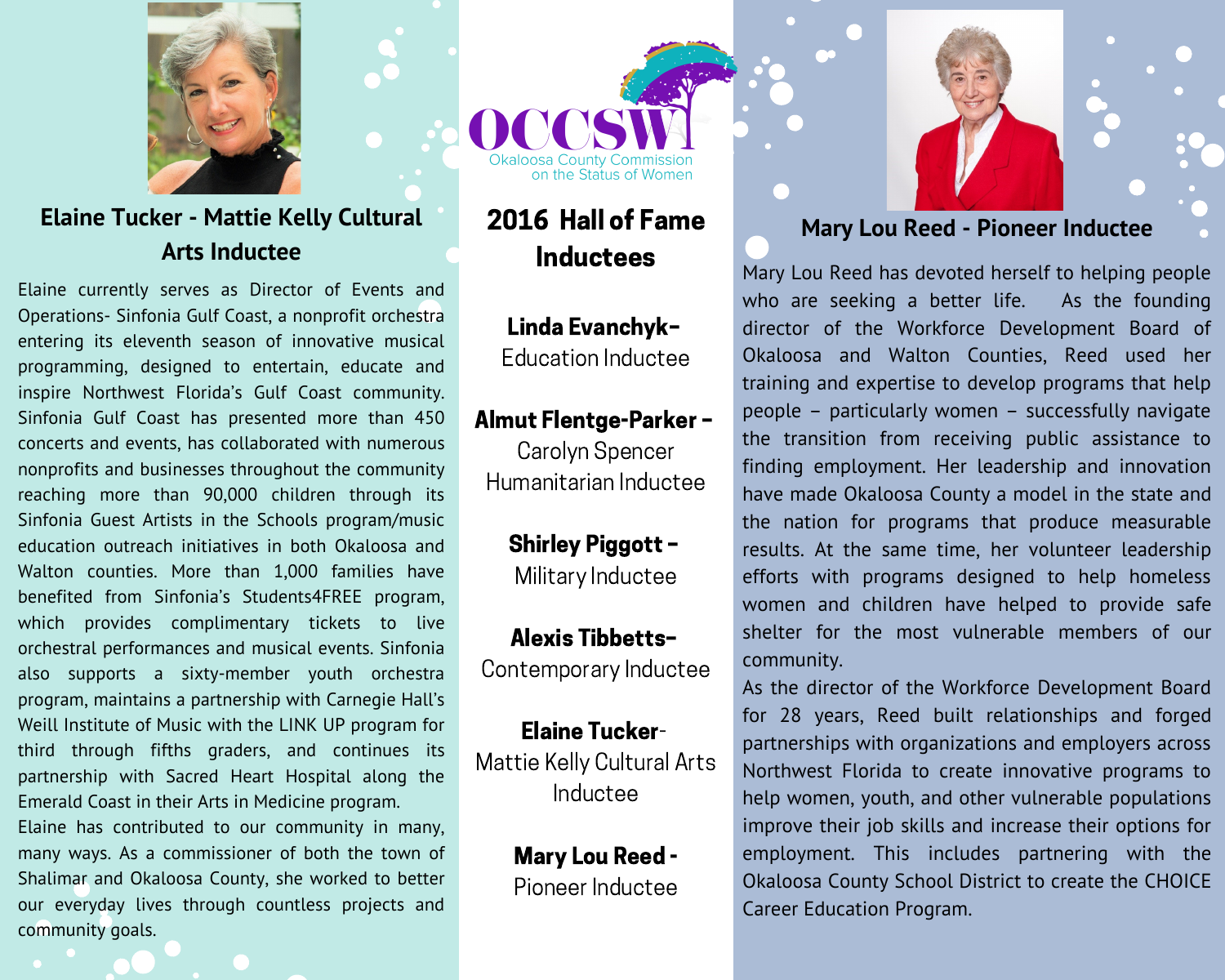OCCSW
Okaloosa County Commission on the Status of Women

# 2016 Hall of Fame Inductees

**Linda Evanchyk-** Education Inductee

**Almut Flentge-Parker -** Carolyn Spencer Humanitarian Inductee

**Shirley Piggott -** Military Inductee

**Alexis Tibbetts-** Contemporary Inductee

**Elaine Tucker-** Mattie Kelly Cultural Arts Inductee

**Mary Lou Reed -** Pioneer Inductee

## Elaine Tucker - Mattie Kelly Cultural Arts Inductee

Elaine currently serves as Director of Events and Operations- Sinfonia Gulf Coast, a nonprofit orchestra entering its eleventh season of innovative musical programming, designed to entertain, educate and inspire Northwest Florida's Gulf Coast community. Sinfonia Gulf Coast has presented more than 450 concerts and events, has collaborated with numerous nonprofits and businesses throughout the community reaching more than 90,000 children through its Sinfonia Guest Artists in the Schools program/music education outreach initiatives in both Okaloosa and Walton counties. More than 1,000 families have benefited from Sinfonia's Students4FREE program, which provides complimentary tickets to live orchestral performances and musical events. Sinfonia also supports a sixty-member youth orchestra program, maintains a partnership with Carnegie Hall's Weill Institute of Music with the LINK UP program for third through fifths graders, and continues its partnership with Sacred Heart Hospital along the Emerald Coast in their Arts in Medicine program.

Elaine has contributed to our community in many, many ways. As a commissioner of both the town of Shalimar and Okaloosa County, she worked to better our everyday lives through countless projects and community goals.

## Mary Lou Reed - Pioneer Inductee

Mary Lou Reed has devoted herself to helping people who are seeking a better life. As the founding director of the Workforce Development Board of Okaloosa and Walton Counties, Reed used her training and expertise to develop programs that help people – particularly women – successfully navigate the transition from receiving public assistance to finding employment. Her leadership and innovation have made Okaloosa County a model in the state and the nation for programs that produce measurable results. At the same time, her volunteer leadership efforts with programs designed to help homeless women and children have helped to provide safe shelter for the most vulnerable members of our community.

As the director of the Workforce Development Board for 28 years, Reed built relationships and forged partnerships with organizations and employers across Northwest Florida to create innovative programs to help women, youth, and other vulnerable populations improve their job skills and increase their options for employment. This includes partnering with the Okaloosa County School District to create the CHOICE Career Education Program.